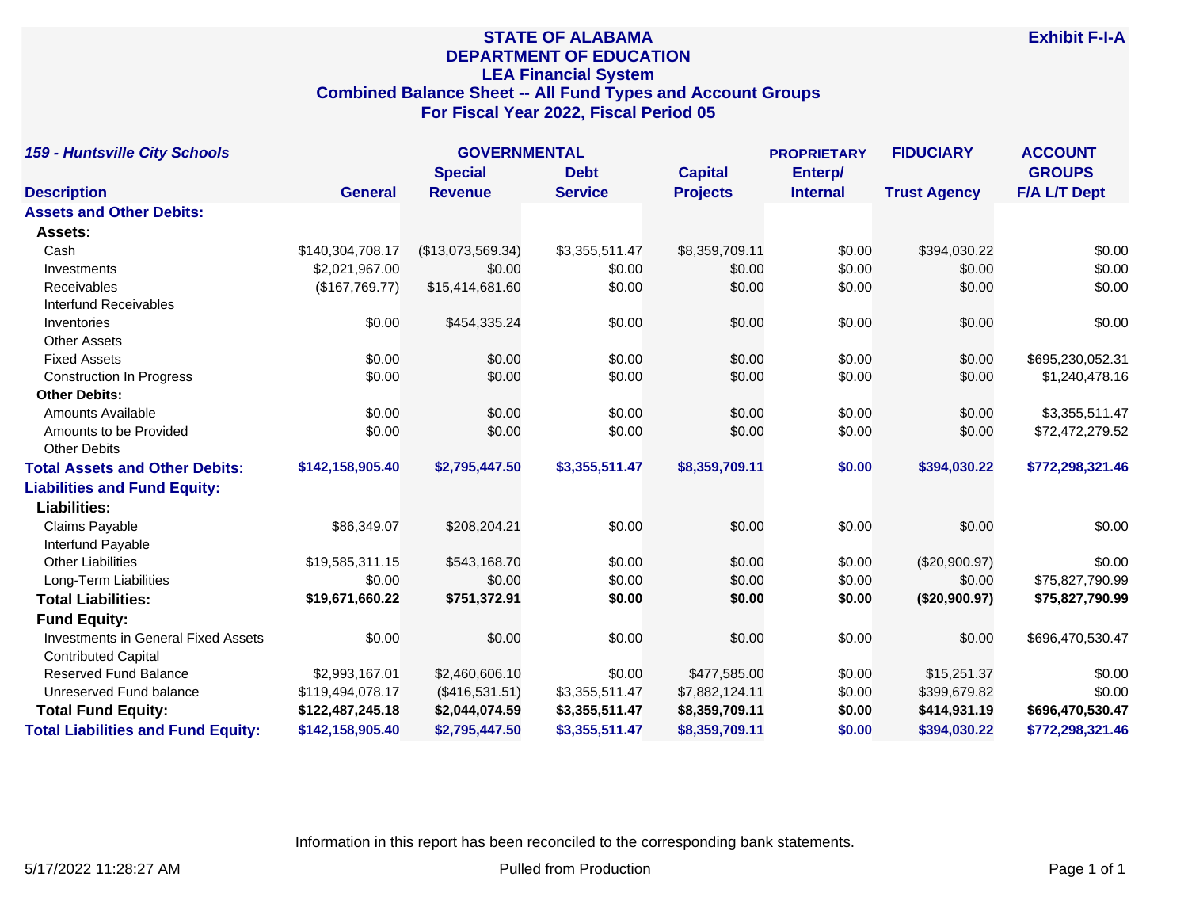# STATE OF ALABAMA
## DEPARTMENT OF EDUCATION
## LEA Financial System
## Combined Balance Sheet -- All Fund Types and Account Groups
## For Fiscal Year 2022, Fiscal Period 05

**Exhibit F-I-A**

***159 - Huntsville City Schools***

| Description | GOVERNMENTAL General | Special Revenue | Debt Service | Capital Projects | PROPRIETARY Enterp/ Internal | FIDUCIARY Trust Agency | ACCOUNT GROUPS F/A L/T Dept |
|---|---|---|---|---|---|---|---|
| **Assets and Other Debits:** | | | | | | | |
| **Assets:** | | | | | | | |
| Cash | $140,304,708.17 | ($13,073,569.34) | $3,355,511.47 | $8,359,709.11 | $0.00 | $394,030.22 | $0.00 |
| Investments | $2,021,967.00 | $0.00 | $0.00 | $0.00 | $0.00 | $0.00 | $0.00 |
| Receivables | ($167,769.77) | $15,414,681.60 | $0.00 | $0.00 | $0.00 | $0.00 | $0.00 |
| Interfund Receivables | | | | | | | |
| Inventories | $0.00 | $454,335.24 | $0.00 | $0.00 | $0.00 | $0.00 | $0.00 |
| Other Assets | | | | | | | |
| Fixed Assets | $0.00 | $0.00 | $0.00 | $0.00 | $0.00 | $0.00 | $695,230,052.31 |
| Construction In Progress | $0.00 | $0.00 | $0.00 | $0.00 | $0.00 | $0.00 | $1,240,478.16 |
| **Other Debits:** | | | | | | | |
| Amounts Available | $0.00 | $0.00 | $0.00 | $0.00 | $0.00 | $0.00 | $3,355,511.47 |
| Amounts to be Provided | $0.00 | $0.00 | $0.00 | $0.00 | $0.00 | $0.00 | $72,472,279.52 |
| Other Debits | | | | | | | |
| **Total Assets and Other Debits:** | **$142,158,905.40** | **$2,795,447.50** | **$3,355,511.47** | **$8,359,709.11** | **$0.00** | **$394,030.22** | **$772,298,321.46** |
| **Liabilities and Fund Equity:** | | | | | | | |
| **Liabilities:** | | | | | | | |
| Claims Payable | $86,349.07 | $208,204.21 | $0.00 | $0.00 | $0.00 | $0.00 | $0.00 |
| Interfund Payable | | | | | | | |
| Other Liabilities | $19,585,311.15 | $543,168.70 | $0.00 | $0.00 | $0.00 | ($20,900.97) | $0.00 |
| Long-Term Liabilities | $0.00 | $0.00 | $0.00 | $0.00 | $0.00 | $0.00 | $75,827,790.99 |
| **Total Liabilities:** | **$19,671,660.22** | **$751,372.91** | **$0.00** | **$0.00** | **$0.00** | **($20,900.97)** | **$75,827,790.99** |
| **Fund Equity:** | | | | | | | |
| Investments in General Fixed Assets | $0.00 | $0.00 | $0.00 | $0.00 | $0.00 | $0.00 | $696,470,530.47 |
| Contributed Capital | | | | | | | |
| Reserved Fund Balance | $2,993,167.01 | $2,460,606.10 | $0.00 | $477,585.00 | $0.00 | $15,251.37 | $0.00 |
| Unreserved Fund balance | $119,494,078.17 | ($416,531.51) | $3,355,511.47 | $7,882,124.11 | $0.00 | $399,679.82 | $0.00 |
| **Total Fund Equity:** | **$122,487,245.18** | **$2,044,074.59** | **$3,355,511.47** | **$8,359,709.11** | **$0.00** | **$414,931.19** | **$696,470,530.47** |
| **Total Liabilities and Fund Equity:** | **$142,158,905.40** | **$2,795,447.50** | **$3,355,511.47** | **$8,359,709.11** | **$0.00** | **$394,030.22** | **$772,298,321.46** |

Information in this report has been reconciled to the corresponding bank statements.

5/17/2022 11:28:27 AM Pulled from Production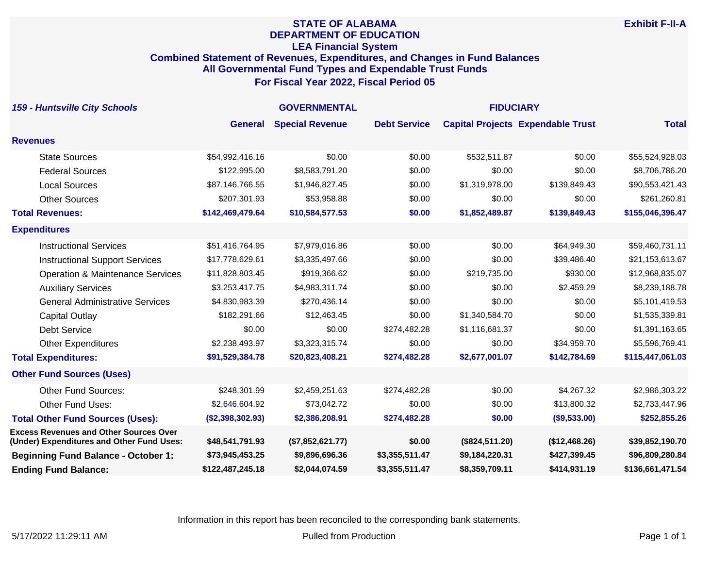# STATE OF ALABAMA
## DEPARTMENT OF EDUCATION
### LEA Financial System
### Combined Statement of Revenues, Expenditures, and Changes in Fund Balances
### All Governmental Fund Types and Expendable Trust Funds
### For Fiscal Year 2022, Fiscal Period 05

**Exhibit F-II-A**

| *159 - Huntsville City Schools* | GOVERNMENTAL | | | | FIDUCIARY | |
|---|---|---|---|---|---|---|
| | **General** | **Special Revenue** | **Debt Service** | **Capital Projects** | **Expendable Trust** | **Total** |
| **Revenues** | | | | | | |
| State Sources | $54,992,416.16 | $0.00 | $0.00 | $532,511.87 | $0.00 | $55,524,928.03 |
| Federal Sources | $122,995.00 | $8,583,791.20 | $0.00 | $0.00 | $0.00 | $8,706,786.20 |
| Local Sources | $87,146,766.55 | $1,946,827.45 | $0.00 | $1,319,978.00 | $139,849.43 | $90,553,421.43 |
| Other Sources | $207,301.93 | $53,958.88 | $0.00 | $0.00 | $0.00 | $261,260.81 |
| **Total Revenues:** | **$142,469,479.64** | **$10,584,577.53** | **$0.00** | **$1,852,489.87** | **$139,849.43** | **$155,046,396.47** |
| **Expenditures** | | | | | | |
| Instructional Services | $51,416,764.95 | $7,979,016.86 | $0.00 | $0.00 | $64,949.30 | $59,460,731.11 |
| Instructional Support Services | $17,778,629.61 | $3,335,497.66 | $0.00 | $0.00 | $39,486.40 | $21,153,613.67 |
| Operation & Maintenance Services | $11,828,803.45 | $919,366.62 | $0.00 | $219,735.00 | $930.00 | $12,968,835.07 |
| Auxiliary Services | $3,253,417.75 | $4,983,311.74 | $0.00 | $0.00 | $2,459.29 | $8,239,188.78 |
| General Administrative Services | $4,830,983.39 | $270,436.14 | $0.00 | $0.00 | $0.00 | $5,101,419.53 |
| Capital Outlay | $182,291.66 | $12,463.45 | $0.00 | $1,340,584.70 | $0.00 | $1,535,339.81 |
| Debt Service | $0.00 | $0.00 | $274,482.28 | $1,116,681.37 | $0.00 | $1,391,163.65 |
| Other Expenditures | $2,238,493.97 | $3,323,315.74 | $0.00 | $0.00 | $34,959.70 | $5,596,769.41 |
| **Total Expenditures:** | **$91,529,384.78** | **$20,823,408.21** | **$274,482.28** | **$2,677,001.07** | **$142,784.69** | **$115,447,061.03** |
| **Other Fund Sources (Uses)** | | | | | | |
| Other Fund Sources: | $248,301.99 | $2,459,251.63 | $274,482.28 | $0.00 | $4,267.32 | $2,986,303.22 |
| Other Fund Uses: | $2,646,604.92 | $73,042.72 | $0.00 | $0.00 | $13,800.32 | $2,733,447.96 |
| **Total Other Fund Sources (Uses):** | **($2,398,302.93)** | **$2,386,208.91** | **$274,482.28** | **$0.00** | **($9,533.00)** | **$252,855.26** |
| **Excess Revenues and Other Sources Over (Under) Expenditures and Other Fund Uses:** | **$48,541,791.93** | **($7,852,621.77)** | **$0.00** | **($824,511.20)** | **($12,468.26)** | **$39,852,190.70** |
| **Beginning Fund Balance - October 1:** | **$73,945,453.25** | **$9,896,696.36** | **$3,355,511.47** | **$9,184,220.31** | **$427,399.45** | **$96,809,280.84** |
| **Ending Fund Balance:** | **$122,487,245.18** | **$2,044,074.59** | **$3,355,511.47** | **$8,359,709.11** | **$414,931.19** | **$136,661,471.54** |

Information in this report has been reconciled to the corresponding bank statements.

5/17/2022 11:29:11 AM — Pulled from Production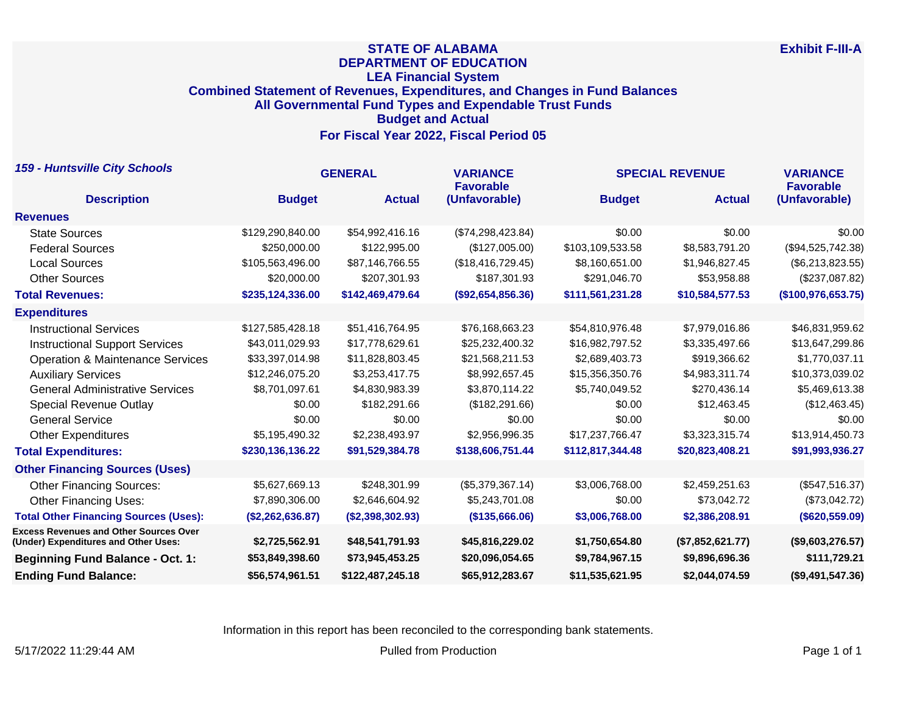# STATE OF ALABAMA
## DEPARTMENT OF EDUCATION
## LEA Financial System
## Combined Statement of Revenues, Expenditures, and Changes in Fund Balances
## All Governmental Fund Types and Expendable Trust Funds
## Budget and Actual
## For Fiscal Year 2022, Fiscal Period 05

**Exhibit F-III-A**

***159 - Huntsville City Schools***

| Description | GENERAL Budget | GENERAL Actual | VARIANCE Favorable (Unfavorable) | SPECIAL REVENUE Budget | SPECIAL REVENUE Actual | VARIANCE Favorable (Unfavorable) |
|---|---|---|---|---|---|---|
| **Revenues** | | | | | | |
| State Sources | $129,290,840.00 | $54,992,416.16 | ($74,298,423.84) | $0.00 | $0.00 | $0.00 |
| Federal Sources | $250,000.00 | $122,995.00 | ($127,005.00) | $103,109,533.58 | $8,583,791.20 | ($94,525,742.38) |
| Local Sources | $105,563,496.00 | $87,146,766.55 | ($18,416,729.45) | $8,160,651.00 | $1,946,827.45 | ($6,213,823.55) |
| Other Sources | $20,000.00 | $207,301.93 | $187,301.93 | $291,046.70 | $53,958.88 | ($237,087.82) |
| **Total Revenues:** | **$235,124,336.00** | **$142,469,479.64** | **($92,654,856.36)** | **$111,561,231.28** | **$10,584,577.53** | **($100,976,653.75)** |
| **Expenditures** | | | | | | |
| Instructional Services | $127,585,428.18 | $51,416,764.95 | $76,168,663.23 | $54,810,976.48 | $7,979,016.86 | $46,831,959.62 |
| Instructional Support Services | $43,011,029.93 | $17,778,629.61 | $25,232,400.32 | $16,982,797.52 | $3,335,497.66 | $13,647,299.86 |
| Operation & Maintenance Services | $33,397,014.98 | $11,828,803.45 | $21,568,211.53 | $2,689,403.73 | $919,366.62 | $1,770,037.11 |
| Auxiliary Services | $12,246,075.20 | $3,253,417.75 | $8,992,657.45 | $15,356,350.76 | $4,983,311.74 | $10,373,039.02 |
| General Administrative Services | $8,701,097.61 | $4,830,983.39 | $3,870,114.22 | $5,740,049.52 | $270,436.14 | $5,469,613.38 |
| Special Revenue Outlay | $0.00 | $182,291.66 | ($182,291.66) | $0.00 | $12,463.45 | ($12,463.45) |
| General Service | $0.00 | $0.00 | $0.00 | $0.00 | $0.00 | $0.00 |
| Other Expenditures | $5,195,490.32 | $2,238,493.97 | $2,956,996.35 | $17,237,766.47 | $3,323,315.74 | $13,914,450.73 |
| **Total Expenditures:** | **$230,136,136.22** | **$91,529,384.78** | **$138,606,751.44** | **$112,817,344.48** | **$20,823,408.21** | **$91,993,936.27** |
| **Other Financing Sources (Uses)** | | | | | | |
| Other Financing Sources: | $5,627,669.13 | $248,301.99 | ($5,379,367.14) | $3,006,768.00 | $2,459,251.63 | ($547,516.37) |
| Other Financing Uses: | $7,890,306.00 | $2,646,604.92 | $5,243,701.08 | $0.00 | $73,042.72 | ($73,042.72) |
| **Total Other Financing Sources (Uses):** | **($2,262,636.87)** | **($2,398,302.93)** | **($135,666.06)** | **$3,006,768.00** | **$2,386,208.91** | **($620,559.09)** |
| **Excess Revenues and Other Sources Over (Under) Expenditures and Other Uses:** | **$2,725,562.91** | **$48,541,791.93** | **$45,816,229.02** | **$1,750,654.80** | **($7,852,621.77)** | **($9,603,276.57)** |
| **Beginning Fund Balance - Oct. 1:** | **$53,849,398.60** | **$73,945,453.25** | **$20,096,054.65** | **$9,784,967.15** | **$9,896,696.36** | **$111,729.21** |
| **Ending Fund Balance:** | **$56,574,961.51** | **$122,487,245.18** | **$65,912,283.67** | **$11,535,621.95** | **$2,044,074.59** | **($9,491,547.36)** |

Information in this report has been reconciled to the corresponding bank statements.

5/17/2022 11:29:44 AM — Pulled from Production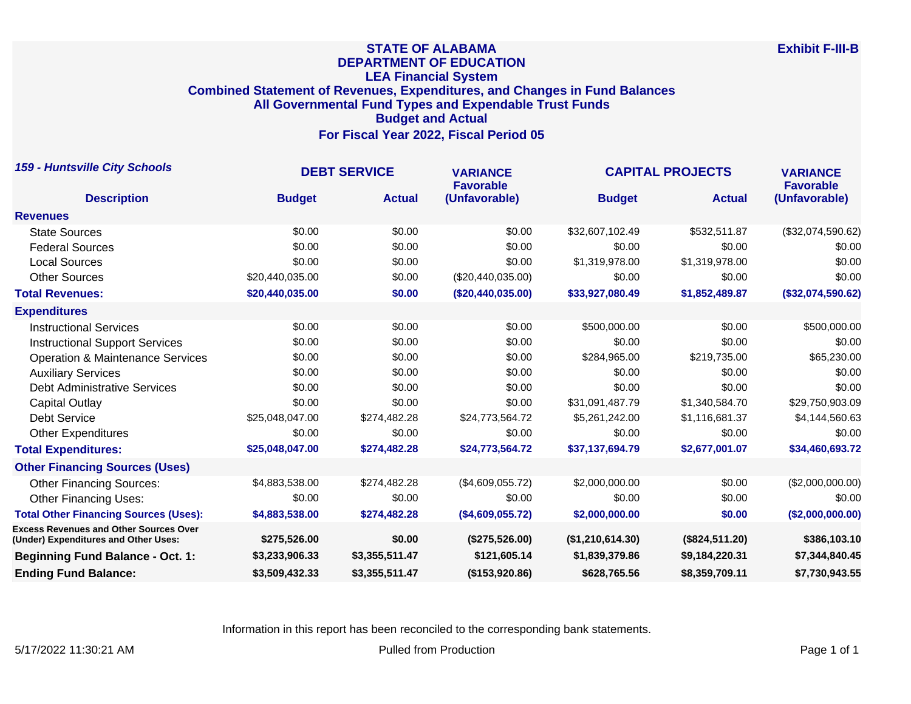**Exhibit F-III-B**

# STATE OF ALABAMA
## DEPARTMENT OF EDUCATION
### LEA Financial System
### Combined Statement of Revenues, Expenditures, and Changes in Fund Balances
### All Governmental Fund Types and Expendable Trust Funds
### Budget and Actual
### For Fiscal Year 2022, Fiscal Period 05

***159 - Huntsville City Schools***

| Description | DEBT SERVICE Budget | DEBT SERVICE Actual | VARIANCE Favorable (Unfavorable) | CAPITAL PROJECTS Budget | CAPITAL PROJECTS Actual | VARIANCE Favorable (Unfavorable) |
|---|---|---|---|---|---|---|
| **Revenues** | | | | | | |
| State Sources | $0.00 | $0.00 | $0.00 | $32,607,102.49 | $532,511.87 | ($32,074,590.62) |
| Federal Sources | $0.00 | $0.00 | $0.00 | $0.00 | $0.00 | $0.00 |
| Local Sources | $0.00 | $0.00 | $0.00 | $1,319,978.00 | $1,319,978.00 | $0.00 |
| Other Sources | $20,440,035.00 | $0.00 | ($20,440,035.00) | $0.00 | $0.00 | $0.00 |
| **Total Revenues:** | **$20,440,035.00** | **$0.00** | **($20,440,035.00)** | **$33,927,080.49** | **$1,852,489.87** | **($32,074,590.62)** |
| **Expenditures** | | | | | | |
| Instructional Services | $0.00 | $0.00 | $0.00 | $500,000.00 | $0.00 | $500,000.00 |
| Instructional Support Services | $0.00 | $0.00 | $0.00 | $0.00 | $0.00 | $0.00 |
| Operation & Maintenance Services | $0.00 | $0.00 | $0.00 | $284,965.00 | $219,735.00 | $65,230.00 |
| Auxiliary Services | $0.00 | $0.00 | $0.00 | $0.00 | $0.00 | $0.00 |
| Debt Administrative Services | $0.00 | $0.00 | $0.00 | $0.00 | $0.00 | $0.00 |
| Capital Outlay | $0.00 | $0.00 | $0.00 | $31,091,487.79 | $1,340,584.70 | $29,750,903.09 |
| Debt Service | $25,048,047.00 | $274,482.28 | $24,773,564.72 | $5,261,242.00 | $1,116,681.37 | $4,144,560.63 |
| Other Expenditures | $0.00 | $0.00 | $0.00 | $0.00 | $0.00 | $0.00 |
| **Total Expenditures:** | **$25,048,047.00** | **$274,482.28** | **$24,773,564.72** | **$37,137,694.79** | **$2,677,001.07** | **$34,460,693.72** |
| **Other Financing Sources (Uses)** | | | | | | |
| Other Financing Sources: | $4,883,538.00 | $274,482.28 | ($4,609,055.72) | $2,000,000.00 | $0.00 | ($2,000,000.00) |
| Other Financing Uses: | $0.00 | $0.00 | $0.00 | $0.00 | $0.00 | $0.00 |
| **Total Other Financing Sources (Uses):** | **$4,883,538.00** | **$274,482.28** | **($4,609,055.72)** | **$2,000,000.00** | **$0.00** | **($2,000,000.00)** |
| **Excess Revenues and Other Sources Over (Under) Expenditures and Other Uses:** | **$275,526.00** | **$0.00** | **($275,526.00)** | **($1,210,614.30)** | **($824,511.20)** | **$386,103.10** |
| **Beginning Fund Balance - Oct. 1:** | **$3,233,906.33** | **$3,355,511.47** | **$121,605.14** | **$1,839,379.86** | **$9,184,220.31** | **$7,344,840.45** |
| **Ending Fund Balance:** | **$3,509,432.33** | **$3,355,511.47** | **($153,920.86)** | **$628,765.56** | **$8,359,709.11** | **$7,730,943.55** |

Information in this report has been reconciled to the corresponding bank statements.

5/17/2022 11:30:21 AM — Pulled from Production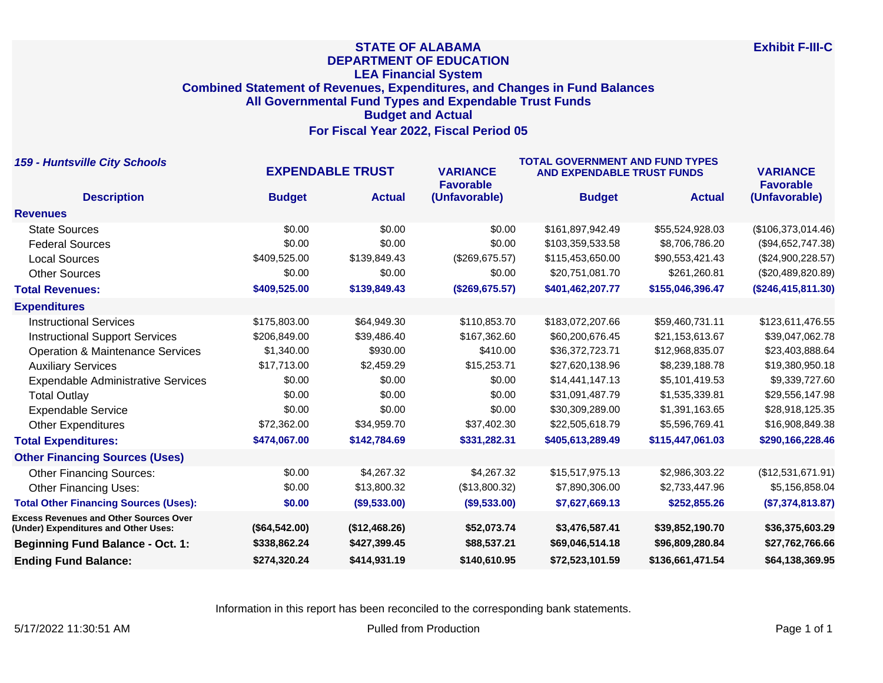**STATE OF ALABAMA**
**DEPARTMENT OF EDUCATION**
**LEA Financial System**
**Combined Statement of Revenues, Expenditures, and Changes in Fund Balances**
**All Governmental Fund Types and Expendable Trust Funds**
**Budget and Actual**
**For Fiscal Year 2022, Fiscal Period 05**

**Exhibit F-III-C**

***159 - Huntsville City Schools***

| Description | EXPENDABLE TRUST | | VARIANCE Favorable (Unfavorable) | TOTAL GOVERNMENT AND FUND TYPES AND EXPENDABLE TRUST FUNDS | | VARIANCE Favorable (Unfavorable) |
|---|---|---|---|---|---|---|
| | Budget | Actual | | Budget | Actual | |
| **Revenues** | | | | | | |
| State Sources | $0.00 | $0.00 | $0.00 | $161,897,942.49 | $55,524,928.03 | ($106,373,014.46) |
| Federal Sources | $0.00 | $0.00 | $0.00 | $103,359,533.58 | $8,706,786.20 | ($94,652,747.38) |
| Local Sources | $409,525.00 | $139,849.43 | ($269,675.57) | $115,453,650.00 | $90,553,421.43 | ($24,900,228.57) |
| Other Sources | $0.00 | $0.00 | $0.00 | $20,751,081.70 | $261,260.81 | ($20,489,820.89) |
| **Total Revenues:** | **$409,525.00** | **$139,849.43** | **($269,675.57)** | **$401,462,207.77** | **$155,046,396.47** | **($246,415,811.30)** |
| **Expenditures** | | | | | | |
| Instructional Services | $175,803.00 | $64,949.30 | $110,853.70 | $183,072,207.66 | $59,460,731.11 | $123,611,476.55 |
| Instructional Support Services | $206,849.00 | $39,486.40 | $167,362.60 | $60,200,676.45 | $21,153,613.67 | $39,047,062.78 |
| Operation & Maintenance Services | $1,340.00 | $930.00 | $410.00 | $36,372,723.71 | $12,968,835.07 | $23,403,888.64 |
| Auxiliary Services | $17,713.00 | $2,459.29 | $15,253.71 | $27,620,138.96 | $8,239,188.78 | $19,380,950.18 |
| Expendable Administrative Services | $0.00 | $0.00 | $0.00 | $14,441,147.13 | $5,101,419.53 | $9,339,727.60 |
| Total Outlay | $0.00 | $0.00 | $0.00 | $31,091,487.79 | $1,535,339.81 | $29,556,147.98 |
| Expendable Service | $0.00 | $0.00 | $0.00 | $30,309,289.00 | $1,391,163.65 | $28,918,125.35 |
| Other Expenditures | $72,362.00 | $34,959.70 | $37,402.30 | $22,505,618.79 | $5,596,769.41 | $16,908,849.38 |
| **Total Expenditures:** | **$474,067.00** | **$142,784.69** | **$331,282.31** | **$405,613,289.49** | **$115,447,061.03** | **$290,166,228.46** |
| **Other Financing Sources (Uses)** | | | | | | |
| Other Financing Sources: | $0.00 | $4,267.32 | $4,267.32 | $15,517,975.13 | $2,986,303.22 | ($12,531,671.91) |
| Other Financing Uses: | $0.00 | $13,800.32 | ($13,800.32) | $7,890,306.00 | $2,733,447.96 | $5,156,858.04 |
| **Total Other Financing Sources (Uses):** | **$0.00** | **($9,533.00)** | **($9,533.00)** | **$7,627,669.13** | **$252,855.26** | **($7,374,813.87)** |
| **Excess Revenues and Other Sources Over (Under) Expenditures and Other Uses:** | **($64,542.00)** | **($12,468.26)** | **$52,073.74** | **$3,476,587.41** | **$39,852,190.70** | **$36,375,603.29** |
| **Beginning Fund Balance - Oct. 1:** | **$338,862.24** | **$427,399.45** | **$88,537.21** | **$69,046,514.18** | **$96,809,280.84** | **$27,762,766.66** |
| **Ending Fund Balance:** | **$274,320.24** | **$414,931.19** | **$140,610.95** | **$72,523,101.59** | **$136,661,471.54** | **$64,138,369.95** |

Information in this report has been reconciled to the corresponding bank statements.

5/17/2022 11:30:51 AM

Pulled from Production